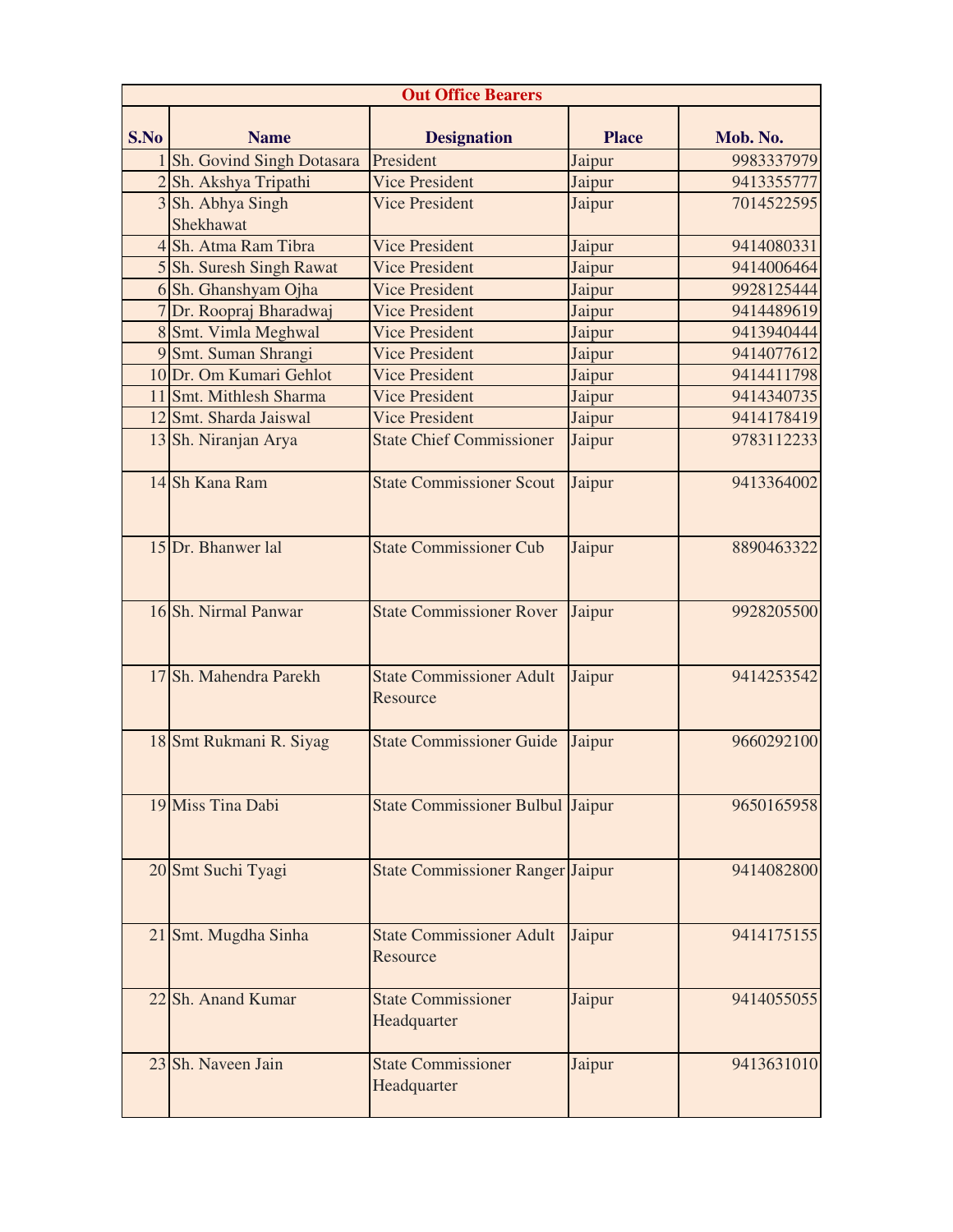| Out Office Bearers | | | | |
|---|---|---|---|---|
| **S.No** | **Name** | **Designation** | **Place** | **Mob. No.** |
| 1 | Sh. Govind Singh Dotasara | President | Jaipur | 9983337979 |
| 2 | Sh. Akshya Tripathi | Vice President | Jaipur | 9413355777 |
| 3 | Sh. Abhya Singh Shekhawat | Vice President | Jaipur | 7014522595 |
| 4 | Sh. Atma Ram Tibra | Vice President | Jaipur | 9414080331 |
| 5 | Sh. Suresh Singh Rawat | Vice President | Jaipur | 9414006464 |
| 6 | Sh. Ghanshyam Ojha | Vice President | Jaipur | 9928125444 |
| 7 | Dr. Roopraj Bharadwaj | Vice President | Jaipur | 9414489619 |
| 8 | Smt. Vimla Meghwal | Vice President | Jaipur | 9413940444 |
| 9 | Smt. Suman Shrangi | Vice President | Jaipur | 9414077612 |
| 10 | Dr. Om Kumari Gehlot | Vice President | Jaipur | 9414411798 |
| 11 | Smt. Mithlesh Sharma | Vice President | Jaipur | 9414340735 |
| 12 | Smt. Sharda Jaiswal | Vice President | Jaipur | 9414178419 |
| 13 | Sh. Niranjan Arya | State Chief Commissioner | Jaipur | 9783112233 |
| 14 | Sh Kana Ram | State Commissioner Scout | Jaipur | 9413364002 |
| 15 | Dr. Bhanwer lal | State Commissioner Cub | Jaipur | 8890463322 |
| 16 | Sh. Nirmal Panwar | State Commissioner Rover | Jaipur | 9928205500 |
| 17 | Sh. Mahendra Parekh | State Commissioner Adult Resource | Jaipur | 9414253542 |
| 18 | Smt Rukmani R. Siyag | State Commissioner Guide | Jaipur | 9660292100 |
| 19 | Miss Tina Dabi | State Commissioner Bulbul | Jaipur | 9650165958 |
| 20 | Smt Suchi Tyagi | State Commissioner Ranger | Jaipur | 9414082800 |
| 21 | Smt. Mugdha Sinha | State Commissioner Adult Resource | Jaipur | 9414175155 |
| 22 | Sh. Anand Kumar | State Commissioner Headquarter | Jaipur | 9414055055 |
| 23 | Sh. Naveen Jain | State Commissioner Headquarter | Jaipur | 9413631010 |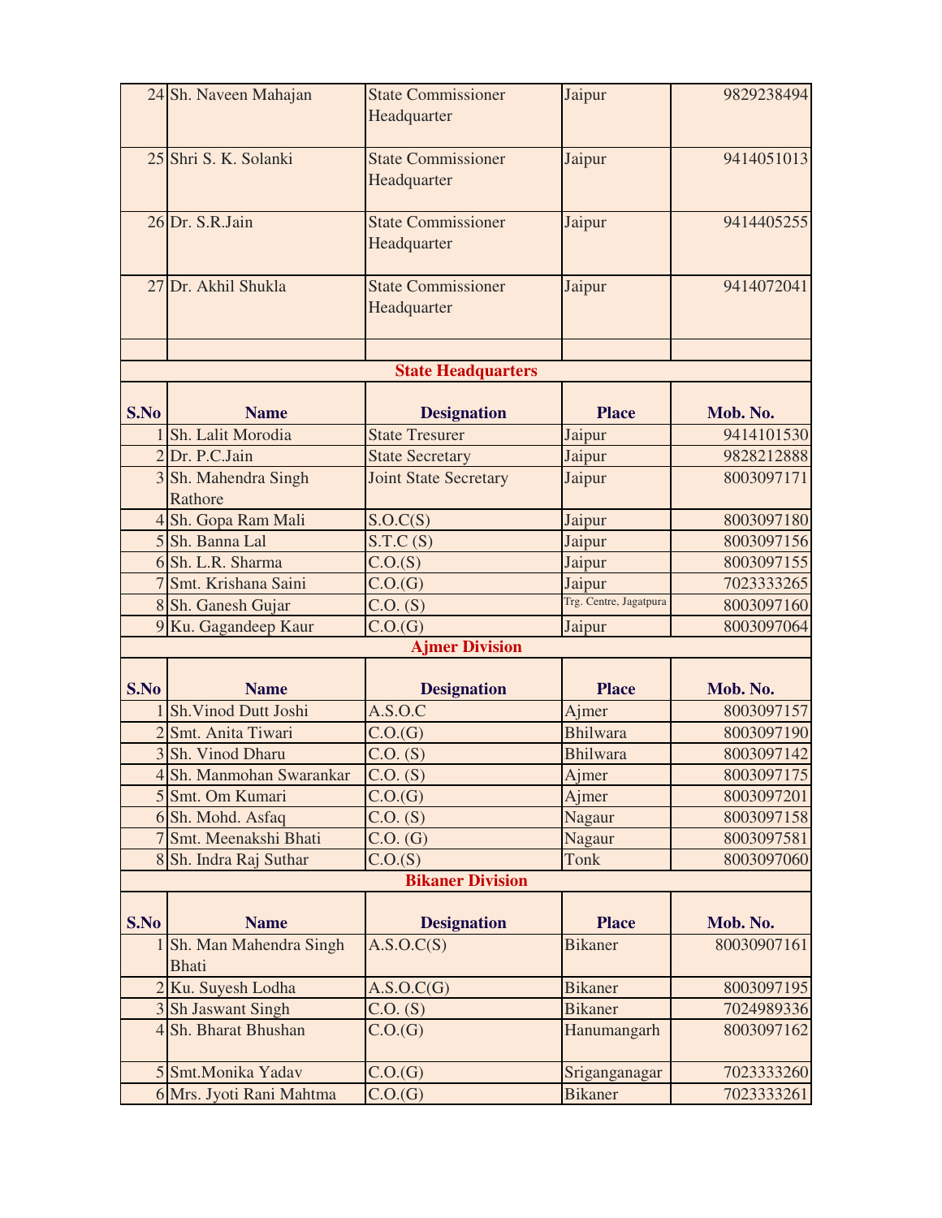| S.No | Name | Designation | Place | Mob. No. |
|---|---|---|---|---|
| 24 | Sh. Naveen Mahajan | State Commissioner Headquarter | Jaipur | 9829238494 |
| 25 | Shri S. K. Solanki | State Commissioner Headquarter | Jaipur | 9414051013 |
| 26 | Dr. S.R.Jain | State Commissioner Headquarter | Jaipur | 9414405255 |
| 27 | Dr. Akhil Shukla | State Commissioner Headquarter | Jaipur | 9414072041 |

**State Headquarters**

| S.No | Name | Designation | Place | Mob. No. |
|---|---|---|---|---|
| 1 | Sh. Lalit Morodia | State Tresurer | Jaipur | 9414101530 |
| 2 | Dr. P.C.Jain | State Secretary | Jaipur | 9828212888 |
| 3 | Sh. Mahendra Singh Rathore | Joint State Secretary | Jaipur | 8003097171 |
| 4 | Sh. Gopa Ram Mali | S.O.C(S) | Jaipur | 8003097180 |
| 5 | Sh. Banna Lal | S.T.C (S) | Jaipur | 8003097156 |
| 6 | Sh. L.R. Sharma | C.O.(S) | Jaipur | 8003097155 |
| 7 | Smt. Krishana Saini | C.O.(G) | Jaipur | 7023333265 |
| 8 | Sh. Ganesh Gujar | C.O. (S) | Trg. Centre, Jagatpura | 8003097160 |
| 9 | Ku. Gagandeep Kaur | C.O.(G) | Jaipur | 8003097064 |

**Ajmer Division**

| S.No | Name | Designation | Place | Mob. No. |
|---|---|---|---|---|
| 1 | Sh.Vinod Dutt Joshi | A.S.O.C | Ajmer | 8003097157 |
| 2 | Smt. Anita Tiwari | C.O.(G) | Bhilwara | 8003097190 |
| 3 | Sh. Vinod Dharu | C.O. (S) | Bhilwara | 8003097142 |
| 4 | Sh. Manmohan Swarankar | C.O. (S) | Ajmer | 8003097175 |
| 5 | Smt. Om Kumari | C.O.(G) | Ajmer | 8003097201 |
| 6 | Sh. Mohd. Asfaq | C.O. (S) | Nagaur | 8003097158 |
| 7 | Smt. Meenakshi Bhati | C.O. (G) | Nagaur | 8003097581 |
| 8 | Sh. Indra Raj Suthar | C.O.(S) | Tonk | 8003097060 |

**Bikaner Division**

| S.No | Name | Designation | Place | Mob. No. |
|---|---|---|---|---|
| 1 | Sh. Man Mahendra Singh Bhati | A.S.O.C(S) | Bikaner | 80030907161 |
| 2 | Ku. Suyesh Lodha | A.S.O.C(G) | Bikaner | 8003097195 |
| 3 | Sh Jaswant Singh | C.O. (S) | Bikaner | 7024989336 |
| 4 | Sh. Bharat Bhushan | C.O.(G) | Hanumangarh | 8003097162 |
| 5 | Smt.Monika Yadav | C.O.(G) | Sriganganagar | 7023333260 |
| 6 | Mrs. Jyoti Rani Mahtma | C.O.(G) | Bikaner | 7023333261 |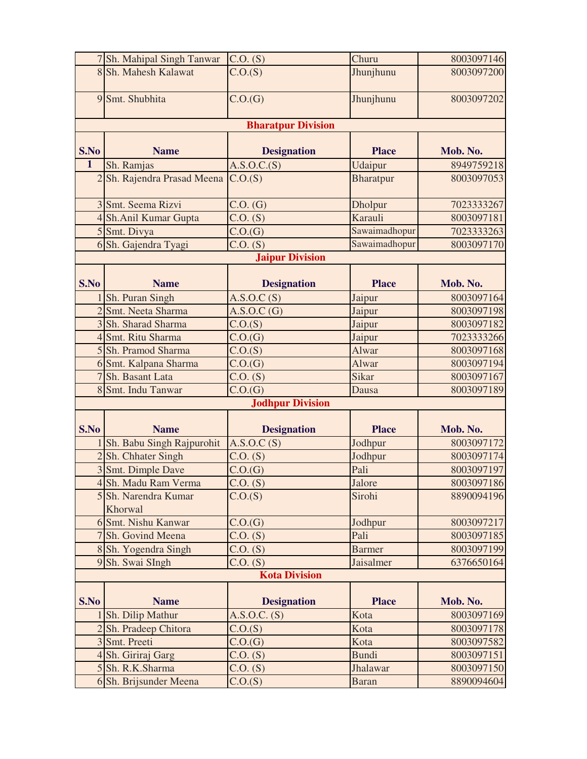| S.No | Name | Designation | Place | Mob. No. |
|---|---|---|---|---|
| 7 | Sh. Mahipal Singh Tanwar | C.O. (S) | Churu | 8003097146 |
| 8 | Sh. Mahesh Kalawat | C.O.(S) | Jhunjhunu | 8003097200 |
| 9 | Smt. Shubhita | C.O.(G) | Jhunjhunu | 8003097202 |

## Bharatpur Division

| S.No | Name | Designation | Place | Mob. No. |
|---|---|---|---|---|
| 1 | Sh. Ramjas | A.S.O.C.(S) | Udaipur | 8949759218 |
| 2 | Sh. Rajendra Prasad Meena | C.O.(S) | Bharatpur | 8003097053 |
| 3 | Smt. Seema Rizvi | C.O. (G) | Dholpur | 7023333267 |
| 4 | Sh.Anil Kumar Gupta | C.O. (S) | Karauli | 8003097181 |
| 5 | Smt. Divya | C.O.(G) | Sawaimadhopur | 7023333263 |
| 6 | Sh. Gajendra Tyagi | C.O. (S) | Sawaimadhopur | 8003097170 |

## Jaipur Division

| S.No | Name | Designation | Place | Mob. No. |
|---|---|---|---|---|
| 1 | Sh. Puran Singh | A.S.O.C (S) | Jaipur | 8003097164 |
| 2 | Smt. Neeta Sharma | A.S.O.C (G) | Jaipur | 8003097198 |
| 3 | Sh. Sharad Sharma | C.O.(S) | Jaipur | 8003097182 |
| 4 | Smt. Ritu Sharma | C.O.(G) | Jaipur | 7023333266 |
| 5 | Sh. Pramod Sharma | C.O.(S) | Alwar | 8003097168 |
| 6 | Smt. Kalpana Sharma | C.O.(G) | Alwar | 8003097194 |
| 7 | Sh. Basant Lata | C.O. (S) | Sikar | 8003097167 |
| 8 | Smt. Indu Tanwar | C.O.(G) | Dausa | 8003097189 |

## Jodhpur Division

| S.No | Name | Designation | Place | Mob. No. |
|---|---|---|---|---|
| 1 | Sh. Babu Singh Rajpurohit | A.S.O.C (S) | Jodhpur | 8003097172 |
| 2 | Sh. Chhater Singh | C.O. (S) | Jodhpur | 8003097174 |
| 3 | Smt. Dimple Dave | C.O.(G) | Pali | 8003097197 |
| 4 | Sh. Madu Ram Verma | C.O. (S) | Jalore | 8003097186 |
| 5 | Sh. Narendra Kumar Khorwal | C.O.(S) | Sirohi | 8890094196 |
| 6 | Smt. Nishu Kanwar | C.O.(G) | Jodhpur | 8003097217 |
| 7 | Sh. Govind Meena | C.O. (S) | Pali | 8003097185 |
| 8 | Sh. Yogendra Singh | C.O. (S) | Barmer | 8003097199 |
| 9 | Sh. Swai SIngh | C.O. (S) | Jaisalmer | 6376650164 |

## Kota Division

| S.No | Name | Designation | Place | Mob. No. |
|---|---|---|---|---|
| 1 | Sh. Dilip Mathur | A.S.O.C. (S) | Kota | 8003097169 |
| 2 | Sh. Pradeep Chitora | C.O.(S) | Kota | 8003097178 |
| 3 | Smt. Preeti | C.O.(G) | Kota | 8003097582 |
| 4 | Sh. Giriraj Garg | C.O. (S) | Bundi | 8003097151 |
| 5 | Sh. R.K.Sharma | C.O. (S) | Jhalawar | 8003097150 |
| 6 | Sh. Brijsunder Meena | C.O.(S) | Baran | 8890094604 |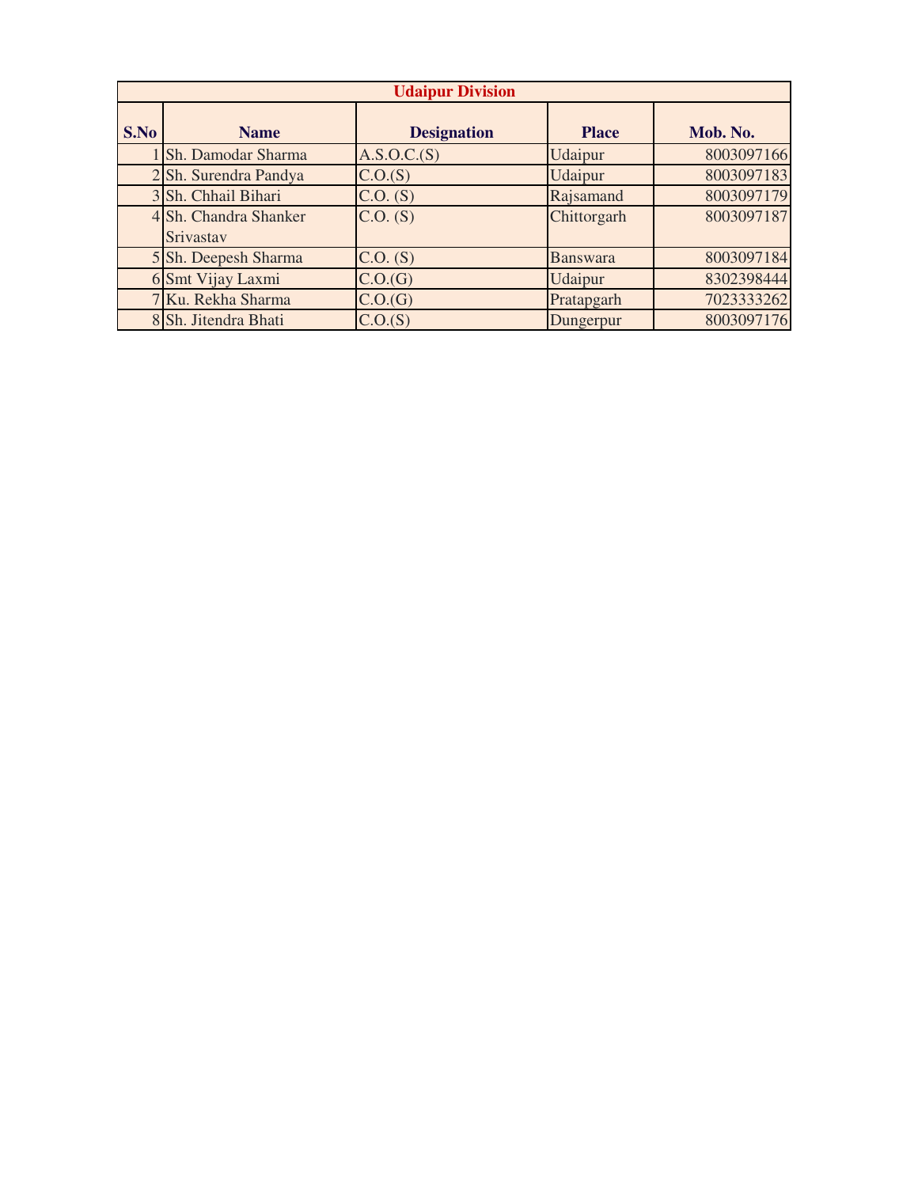| Udaipur Division | | | | |
|---|---|---|---|---|
| **S.No** | **Name** | **Designation** | **Place** | **Mob. No.** |
| 1 | Sh. Damodar Sharma | A.S.O.C.(S) | Udaipur | 8003097166 |
| 2 | Sh. Surendra Pandya | C.O.(S) | Udaipur | 8003097183 |
| 3 | Sh. Chhail Bihari | C.O. (S) | Rajsamand | 8003097179 |
| 4 | Sh. Chandra Shanker Srivastav | C.O. (S) | Chittorgarh | 8003097187 |
| 5 | Sh. Deepesh Sharma | C.O. (S) | Banswara | 8003097184 |
| 6 | Smt Vijay Laxmi | C.O.(G) | Udaipur | 8302398444 |
| 7 | Ku. Rekha Sharma | C.O.(G) | Pratapgarh | 7023333262 |
| 8 | Sh. Jitendra Bhati | C.O.(S) | Dungerpur | 8003097176 |